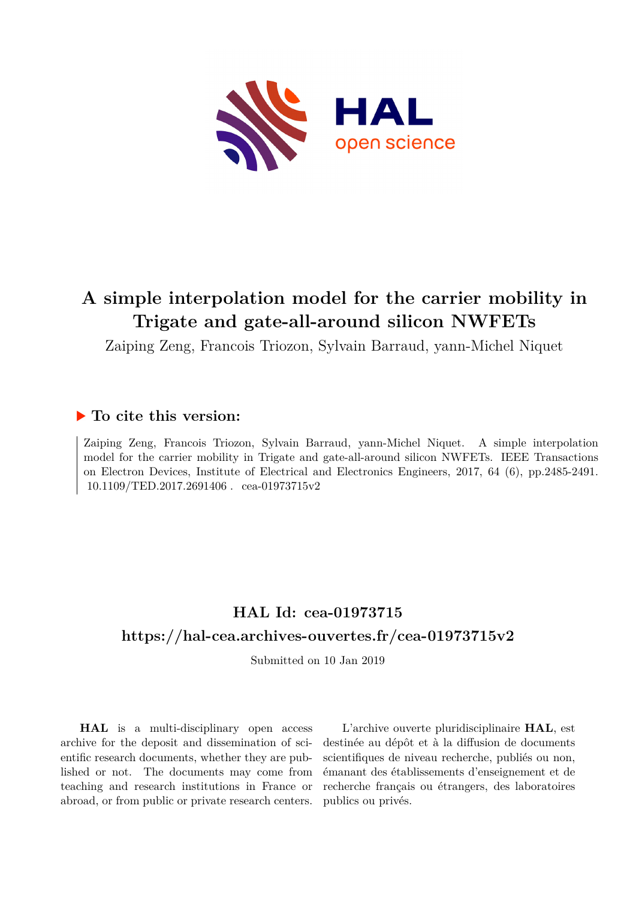# A simple interpolation model for the carrier mobility in Trigate and gate-all-around silicon NWFETs

Zaiping Zeng, Francois Triozon, Sylvain Barraud, yann-Michel Niquet

## ▶ To cite this version:

Zaiping Zeng, Francois Triozon, Sylvain Barraud, yann-Michel Niquet. A simple interpolation model for the carrier mobility in Trigate and gate-all-around silicon NWFETs. IEEE Transactions on Electron Devices, Institute of Electrical and Electronics Engineers, 2017, 64 (6), pp.2485-2491. 10.1109/TED.2017.2691406 . cea-01973715v2

## HAL Id: cea-01973715

## https://hal-cea.archives-ouvertes.fr/cea-01973715v2

Submitted on 10 Jan 2019

**HAL** is a multi-disciplinary open access archive for the deposit and dissemination of scientific research documents, whether they are published or not. The documents may come from teaching and research institutions in France or abroad, or from public or private research centers.

L'archive ouverte pluridisciplinaire **HAL**, est destinée au dépôt et à la diffusion de documents scientifiques de niveau recherche, publiés ou non, émanant des établissements d'enseignement et de recherche français ou étrangers, des laboratoires publics ou privés.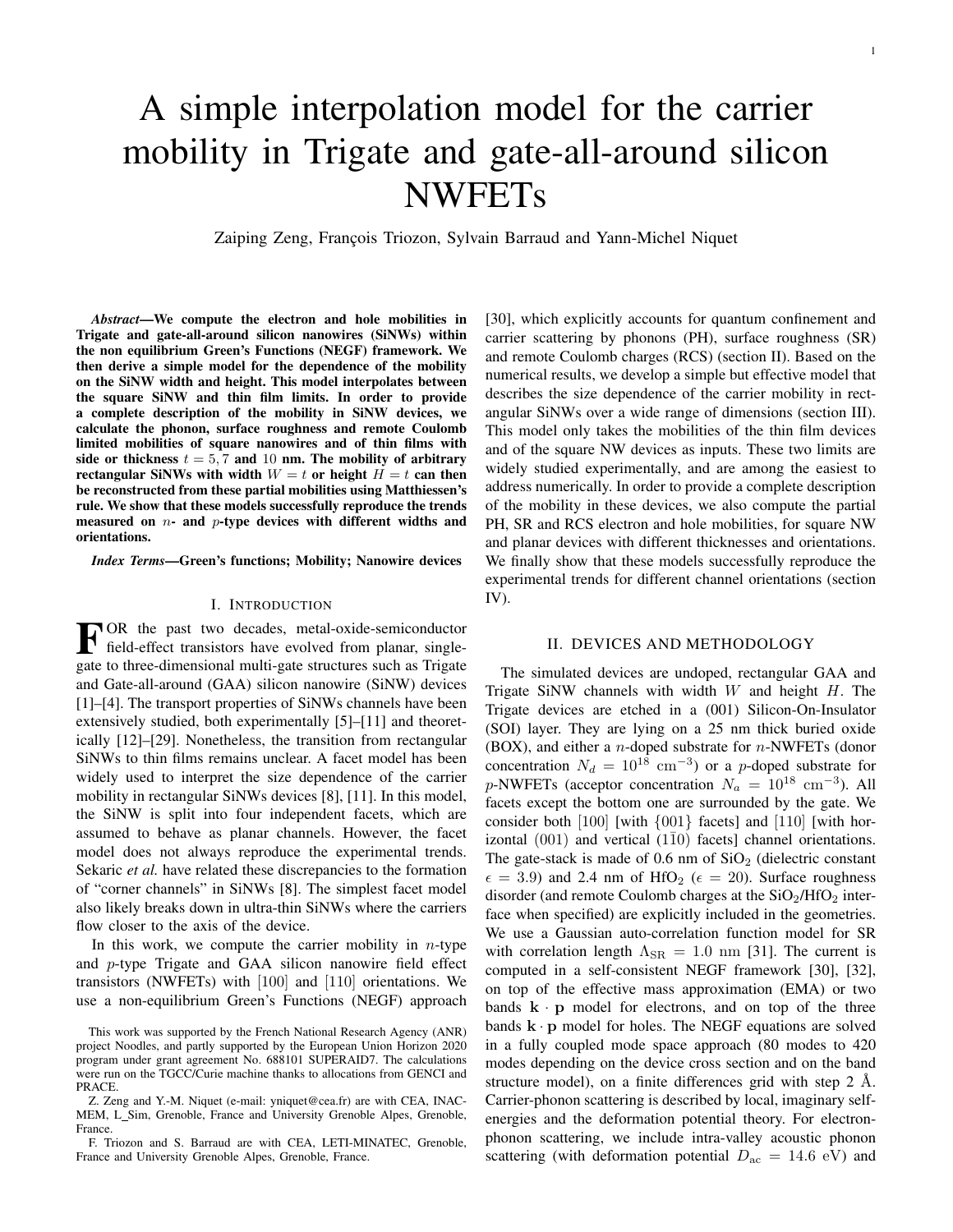# A simple interpolation model for the carrier mobility in Trigate and gate-all-around silicon NWFETs

Zaiping Zeng, François Triozon, Sylvain Barraud and Yann-Michel Niquet

***Abstract*—We compute the electron and hole mobilities in Trigate and gate-all-around silicon nanowires (SiNWs) within the non equilibrium Green's Functions (NEGF) framework. We then derive a simple model for the dependence of the mobility on the SiNW width and height. This model interpolates between the square SiNW and thin film limits. In order to provide a complete description of the mobility in SiNW devices, we calculate the phonon, surface roughness and remote Coulomb limited mobilities of square nanowires and of thin films with side or thickness $t = 5, 7$ and $10$ nm. The mobility of arbitrary rectangular SiNWs with width $W = t$ or height $H = t$ can then be reconstructed from these partial mobilities using Matthiessen's rule. We show that these models successfully reproduce the trends measured on $n$- and $p$-type devices with different widths and orientations.**

***Index Terms*—Green's functions; Mobility; Nanowire devices**

## I. Introduction

For the past two decades, metal-oxide-semiconductor field-effect transistors have evolved from planar, single-gate to three-dimensional multi-gate structures such as Trigate and Gate-all-around (GAA) silicon nanowire (SiNW) devices [1]–[4]. The transport properties of SiNWs channels have been extensively studied, both experimentally [5]–[11] and theoretically [12]–[29]. Nonetheless, the transition from rectangular SiNWs to thin films remains unclear. A facet model has been widely used to interpret the size dependence of the carrier mobility in rectangular SiNWs devices [8], [11]. In this model, the SiNW is split into four independent facets, which are assumed to behave as planar channels. However, the facet model does not always reproduce the experimental trends. Sekaric *et al.* have related these discrepancies to the formation of "corner channels" in SiNWs [8]. The simplest facet model also likely breaks down in ultra-thin SiNWs where the carriers flow closer to the axis of the device.

In this work, we compute the carrier mobility in $n$-type and $p$-type Trigate and GAA silicon nanowire field effect transistors (NWFETs) with [100] and [110] orientations. We use a non-equilibrium Green's Functions (NEGF) approach [30], which explicitly accounts for quantum confinement and carrier scattering by phonons (PH), surface roughness (SR) and remote Coulomb charges (RCS) (section II). Based on the numerical results, we develop a simple but effective model that describes the size dependence of the carrier mobility in rectangular SiNWs over a wide range of dimensions (section III). This model only takes the mobilities of the thin film devices and of the square NW devices as inputs. These two limits are widely studied experimentally, and are among the easiest to address numerically. In order to provide a complete description of the mobility in these devices, we also compute the partial PH, SR and RCS electron and hole mobilities, for square NW and planar devices with different thicknesses and orientations. We finally show that these models successfully reproduce the experimental trends for different channel orientations (section IV).

This work was supported by the French National Research Agency (ANR) project Noodles, and partly supported by the European Union Horizon 2020 program under grant agreement No. 688101 SUPERAID7. The calculations were run on the TGCC/Curie machine thanks to allocations from GENCI and PRACE.

Z. Zeng and Y.-M. Niquet (e-mail: yniquet@cea.fr) are with CEA, INAC-MEM, L_Sim, Grenoble, France and University Grenoble Alpes, Grenoble, France.

F. Triozon and S. Barraud are with CEA, LETI-MINATEC, Grenoble, France and University Grenoble Alpes, Grenoble, France.

## II. Devices and Methodology

The simulated devices are undoped, rectangular GAA and Trigate SiNW channels with width $W$ and height $H$. The Trigate devices are etched in a (001) Silicon-On-Insulator (SOI) layer. They are lying on a 25 nm thick buried oxide (BOX), and either a $n$-doped substrate for $n$-NWFETs (donor concentration $N_d = 10^{18}$ cm$^{-3}$) or a $p$-doped substrate for $p$-NWFETs (acceptor concentration $N_a = 10^{18}$ cm$^{-3}$). All facets except the bottom one are surrounded by the gate. We consider both [100] [with {001} facets] and [110] [with horizontal (001) and vertical $(1\bar{1}0)$ facets] channel orientations. The gate-stack is made of 0.6 nm of $SiO_2$ (dielectric constant $\epsilon = 3.9$) and 2.4 nm of $HfO_2$ ($\epsilon = 20$). Surface roughness disorder (and remote Coulomb charges at the $SiO_2$/$HfO_2$ interface when specified) are explicitly included in the geometries. We use a Gaussian auto-correlation function model for SR with correlation length $\Lambda_{\rm SR} = 1.0$ nm [31]. The current is computed in a self-consistent NEGF framework [30], [32], on top of the effective mass approximation (EMA) or two bands $\mathbf{k}\cdot\mathbf{p}$ model for electrons, and on top of the three bands $\mathbf{k}\cdot\mathbf{p}$ model for holes. The NEGF equations are solved in a fully coupled mode space approach (80 modes to 420 modes depending on the device cross section and on the band structure model), on a finite differences grid with step 2 Å. Carrier-phonon scattering is described by local, imaginary self-energies and the deformation potential theory. For electron-phonon scattering, we include intra-valley acoustic phonon scattering (with deformation potential $D_{\rm ac} = 14.6$ eV) and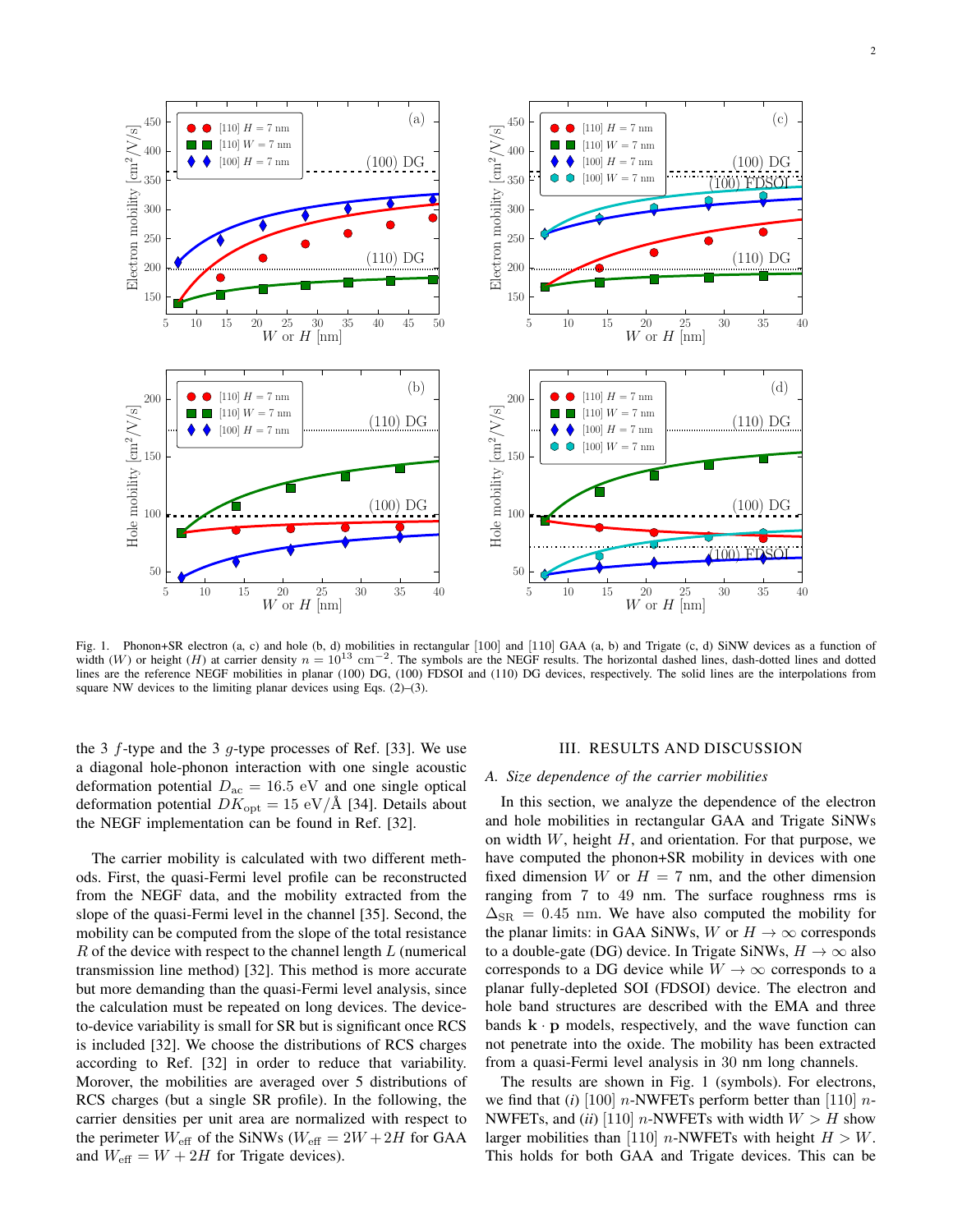Fig. 1. Phonon+SR electron (a, c) and hole (b, d) mobilities in rectangular [100] and [110] GAA (a, b) and Trigate (c, d) SiNW devices as a function of width ($W$) or height ($H$) at carrier density $n = 10^{13}$ cm$^{-2}$. The symbols are the NEGF results. The horizontal dashed lines, dash-dotted lines and dotted lines are the reference NEGF mobilities in planar (100) DG, (100) FDSOI and (110) DG devices, respectively. The solid lines are the interpolations from square NW devices to the limiting planar devices using Eqs. (2)–(3).

the 3 $f$-type and the 3 $g$-type processes of Ref. [33]. We use a diagonal hole-phonon interaction with one single acoustic deformation potential $D_{\rm ac} = 16.5$ eV and one single optical deformation potential $DK_{\rm opt} = 15$ eV/Å [34]. Details about the NEGF implementation can be found in Ref. [32].

The carrier mobility is calculated with two different methods. First, the quasi-Fermi level profile can be reconstructed from the NEGF data, and the mobility extracted from the slope of the quasi-Fermi level in the channel [35]. Second, the mobility can be computed from the slope of the total resistance $R$ of the device with respect to the channel length $L$ (numerical transmission line method) [32]. This method is more accurate but more demanding than the quasi-Fermi level analysis, since the calculation must be repeated on long devices. The device-to-device variability is small for SR but is significant once RCS is included [32]. We choose the distributions of RCS charges according to Ref. [32] in order to reduce that variability. Morover, the mobilities are averaged over 5 distributions of RCS charges (but a single SR profile). In the following, the carrier densities per unit area are normalized with respect to the perimeter $W_{\rm eff}$ of the SiNWs ($W_{\rm eff} = 2W + 2H$ for GAA and $W_{\rm eff} = W + 2H$ for Trigate devices).

## III. Results and Discussion

### A. Size dependence of the carrier mobilities

In this section, we analyze the dependence of the electron and hole mobilities in rectangular GAA and Trigate SiNWs on width $W$, height $H$, and orientation. For that purpose, we have computed the phonon+SR mobility in devices with one fixed dimension $W$ or $H = 7$ nm, and the other dimension ranging from 7 to 49 nm. The surface roughness rms is $\Delta_{\rm SR} = 0.45$ nm. We have also computed the mobility for the planar limits: in GAA SiNWs, $W$ or $H \to \infty$ corresponds to a double-gate (DG) device. In Trigate SiNWs, $H \to \infty$ also corresponds to a DG device while $W \to \infty$ corresponds to a planar fully-depleted SOI (FDSOI) device. The electron and hole band structures are described with the EMA and three bands $\mathbf{k}\cdot\mathbf{p}$ models, respectively, and the wave function can not penetrate into the oxide. The mobility has been extracted from a quasi-Fermi level analysis in 30 nm long channels.

The results are shown in Fig. 1 (symbols). For electrons, we find that (*i*) [100] $n$-NWFETs perform better than [110] $n$-NWFETs, and (*ii*) [110] $n$-NWFETs with width $W > H$ show larger mobilities than [110] $n$-NWFETs with height $H > W$. This holds for both GAA and Trigate devices. This can be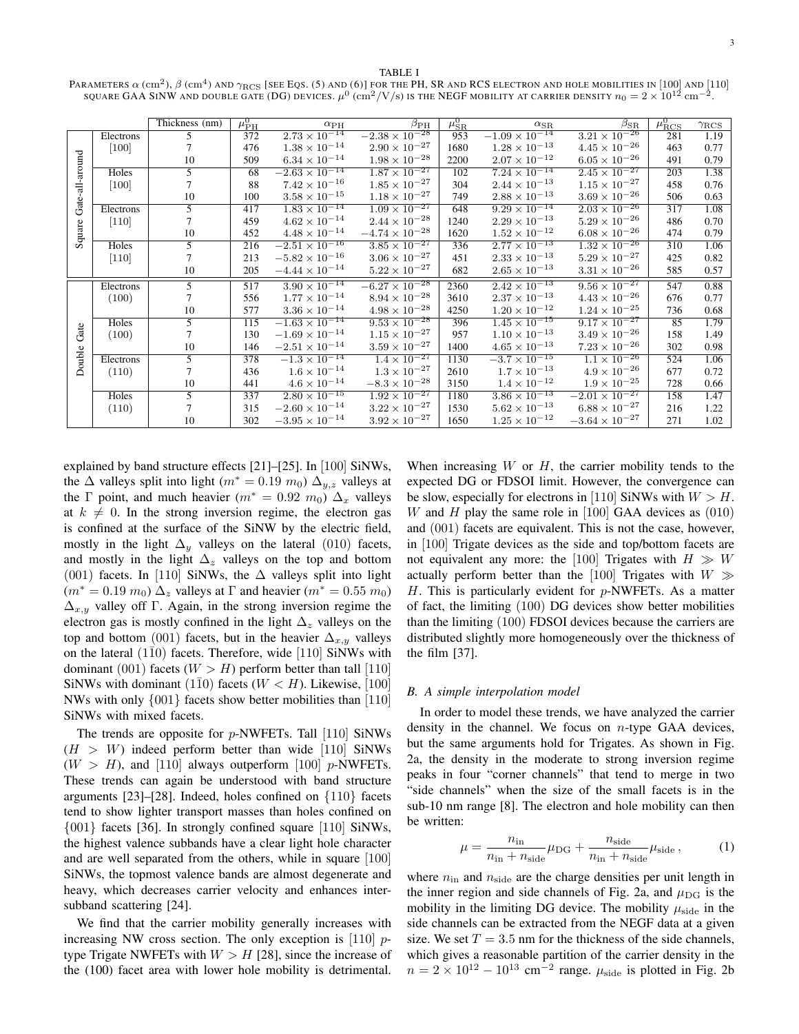TABLE I

PARAMETERS $\alpha$ (cm$^2$), $\beta$ (cm$^4$) AND $\gamma_{\rm RCS}$ [SEE EQS. (5) AND (6)] FOR THE PH, SR AND RCS ELECTRON AND HOLE MOBILITIES IN [100] AND [110] SQUARE GAA SINW AND DOUBLE GATE (DG) DEVICES. $\mu^0$ (cm$^2$/V/s) IS THE NEGF MOBILITY AT CARRIER DENSITY $n_0 = 2 \times 10^{12}$ cm$^{-2}$.

| | | Thickness (nm) | $\mu^0_{\rm PH}$ | $\alpha_{\rm PH}$ | $\beta_{\rm PH}$ | $\mu^0_{\rm SR}$ | $\alpha_{\rm SR}$ | $\beta_{\rm SR}$ | $\mu^0_{\rm RCS}$ | $\gamma_{\rm RCS}$ |
|---|---|---|---|---|---|---|---|---|---|---|
| Square Gate-all-around | Electrons [100] | 5 | 372 | $2.73 \times 10^{-14}$ | $-2.38 \times 10^{-28}$ | 953 | $-1.09 \times 10^{-14}$ | $3.21 \times 10^{-26}$ | 281 | 1.19 |
| | | 7 | 476 | $1.38 \times 10^{-14}$ | $2.90 \times 10^{-27}$ | 1680 | $1.28 \times 10^{-13}$ | $4.45 \times 10^{-26}$ | 463 | 0.77 |
| | | 10 | 509 | $6.34 \times 10^{-14}$ | $1.98 \times 10^{-28}$ | 2200 | $2.07 \times 10^{-12}$ | $6.05 \times 10^{-26}$ | 491 | 0.79 |
| | Holes [100] | 5 | 68 | $-2.63 \times 10^{-14}$ | $1.87 \times 10^{-27}$ | 102 | $7.24 \times 10^{-14}$ | $2.45 \times 10^{-27}$ | 203 | 1.38 |
| | | 7 | 88 | $7.42 \times 10^{-16}$ | $1.85 \times 10^{-27}$ | 304 | $2.44 \times 10^{-13}$ | $1.15 \times 10^{-27}$ | 458 | 0.76 |
| | | 10 | 100 | $3.58 \times 10^{-15}$ | $1.18 \times 10^{-27}$ | 749 | $2.88 \times 10^{-13}$ | $3.69 \times 10^{-26}$ | 506 | 0.63 |
| | Electrons [110] | 5 | 417 | $1.83 \times 10^{-14}$ | $1.09 \times 10^{-27}$ | 648 | $9.29 \times 10^{-14}$ | $2.03 \times 10^{-26}$ | 317 | 1.08 |
| | | 7 | 459 | $4.62 \times 10^{-14}$ | $2.44 \times 10^{-28}$ | 1240 | $2.29 \times 10^{-13}$ | $5.29 \times 10^{-26}$ | 486 | 0.70 |
| | | 10 | 452 | $4.48 \times 10^{-14}$ | $-4.74 \times 10^{-28}$ | 1620 | $1.52 \times 10^{-12}$ | $6.08 \times 10^{-26}$ | 474 | 0.79 |
| | Holes [110] | 5 | 216 | $-2.51 \times 10^{-16}$ | $3.85 \times 10^{-27}$ | 336 | $2.77 \times 10^{-13}$ | $1.32 \times 10^{-26}$ | 310 | 1.06 |
| | | 7 | 213 | $-5.82 \times 10^{-16}$ | $3.06 \times 10^{-27}$ | 451 | $2.33 \times 10^{-13}$ | $5.29 \times 10^{-27}$ | 425 | 0.82 |
| | | 10 | 205 | $-4.44 \times 10^{-14}$ | $5.22 \times 10^{-27}$ | 682 | $2.65 \times 10^{-13}$ | $3.31 \times 10^{-26}$ | 585 | 0.57 |
| Double Gate | Electrons (100) | 5 | 517 | $3.90 \times 10^{-14}$ | $-6.27 \times 10^{-28}$ | 2360 | $2.42 \times 10^{-13}$ | $9.56 \times 10^{-27}$ | 547 | 0.88 |
| | | 7 | 556 | $1.77 \times 10^{-14}$ | $8.94 \times 10^{-28}$ | 3610 | $2.37 \times 10^{-13}$ | $4.43 \times 10^{-26}$ | 676 | 0.77 |
| | | 10 | 577 | $3.36 \times 10^{-14}$ | $4.98 \times 10^{-28}$ | 4250 | $1.20 \times 10^{-12}$ | $1.24 \times 10^{-25}$ | 736 | 0.68 |
| | Holes (100) | 5 | 115 | $-1.63 \times 10^{-14}$ | $9.53 \times 10^{-28}$ | 396 | $1.45 \times 10^{-15}$ | $9.17 \times 10^{-27}$ | 85 | 1.79 |
| | | 7 | 130 | $-1.69 \times 10^{-14}$ | $1.15 \times 10^{-27}$ | 957 | $1.10 \times 10^{-13}$ | $3.49 \times 10^{-26}$ | 158 | 1.49 |
| | | 10 | 146 | $-2.51 \times 10^{-14}$ | $3.59 \times 10^{-27}$ | 1400 | $4.65 \times 10^{-13}$ | $7.23 \times 10^{-26}$ | 302 | 0.98 |
| | Electrons (110) | 5 | 378 | $-1.3 \times 10^{-14}$ | $1.4 \times 10^{-27}$ | 1130 | $-3.7 \times 10^{-15}$ | $1.1 \times 10^{-26}$ | 524 | 1.06 |
| | | 7 | 436 | $1.6 \times 10^{-14}$ | $1.3 \times 10^{-27}$ | 2610 | $1.7 \times 10^{-13}$ | $4.9 \times 10^{-26}$ | 677 | 0.72 |
| | | 10 | 441 | $4.6 \times 10^{-14}$ | $-8.3 \times 10^{-28}$ | 3150 | $1.4 \times 10^{-12}$ | $1.9 \times 10^{-25}$ | 728 | 0.66 |
| | Holes (110) | 5 | 337 | $2.80 \times 10^{-15}$ | $1.92 \times 10^{-27}$ | 1180 | $3.86 \times 10^{-13}$ | $-2.01 \times 10^{-27}$ | 158 | 1.47 |
| | | 7 | 315 | $-2.60 \times 10^{-14}$ | $3.22 \times 10^{-27}$ | 1530 | $5.62 \times 10^{-13}$ | $6.88 \times 10^{-27}$ | 216 | 1.22 |
| | | 10 | 302 | $-3.95 \times 10^{-14}$ | $3.92 \times 10^{-27}$ | 1650 | $1.25 \times 10^{-12}$ | $-3.64 \times 10^{-27}$ | 271 | 1.02 |

explained by band structure effects [21]–[25]. In [100] SiNWs, the $\Delta$ valleys split into light ($m^* = 0.19\ m_0$) $\Delta_{y,z}$ valleys at the $\Gamma$ point, and much heavier ($m^* = 0.92\ m_0$) $\Delta_x$ valleys at $k \neq 0$. In the strong inversion regime, the electron gas is confined at the surface of the SiNW by the electric field, mostly in the light $\Delta_y$ valleys on the lateral (010) facets, and mostly in the light $\Delta_z$ valleys on the top and bottom (001) facets. In [110] SiNWs, the $\Delta$ valleys split into light ($m^* = 0.19\ m_0$) $\Delta_z$ valleys at $\Gamma$ and heavier ($m^* = 0.55\ m_0$) $\Delta_{x,y}$ valley off $\Gamma$. Again, in the strong inversion regime the electron gas is mostly confined in the light $\Delta_z$ valleys on the top and bottom (001) facets, but in the heavier $\Delta_{x,y}$ valleys on the lateral $(1\bar{1}0)$ facets. Therefore, wide [110] SiNWs with dominant (001) facets ($W > H$) perform better than tall [110] SiNWs with dominant $(1\bar{1}0)$ facets ($W < H$). Likewise, [100] NWs with only {001} facets show better mobilities than [110] SiNWs with mixed facets.

The trends are opposite for $p$-NWFETs. Tall [110] SiNWs ($H > W$) indeed perform better than wide [110] SiNWs ($W > H$), and [110] always outperform [100] $p$-NWFETs. These trends can again be understood with band structure arguments [23]–[28]. Indeed, holes confined on {110} facets tend to show lighter transport masses than holes confined on {001} facets [36]. In strongly confined square [110] SiNWs, the highest valence subbands have a clear light hole character and are well separated from the others, while in square [100] SiNWs, the topmost valence bands are almost degenerate and heavy, which decreases carrier velocity and enhances intersubband scattering [24].

We find that the carrier mobility generally increases with increasing NW cross section. The only exception is [110] $p$-type Trigate NWFETs with $W > H$ [28], since the increase of the (100) facet area with lower hole mobility is detrimental. When increasing $W$ or $H$, the carrier mobility tends to the expected DG or FDSOI limit. However, the convergence can be slow, especially for electrons in [110] SiNWs with $W > H$. $W$ and $H$ play the same role in [100] GAA devices as (010) and (001) facets are equivalent. This is not the case, however, in [100] Trigate devices as the side and top/bottom facets are not equivalent any more: the [100] Trigates with $H \gg W$ actually perform better than the [100] Trigates with $W \gg H$. This is particularly evident for $p$-NWFETs. As a matter of fact, the limiting (100) DG devices show better mobilities than the limiting (100) FDSOI devices because the carriers are distributed slightly more homogeneously over the thickness of the film [37].

### B. A simple interpolation model

In order to model these trends, we have analyzed the carrier density in the channel. We focus on $n$-type GAA devices, but the same arguments hold for Trigates. As shown in Fig. 2a, the density in the moderate to strong inversion regime peaks in four "corner channels" that tend to merge in two "side channels" when the size of the small facets is in the sub-10 nm range [8]. The electron and hole mobility can then be written:

$$\mu = \frac{n_{\rm in}}{n_{\rm in} + n_{\rm side}} \mu_{\rm DG} + \frac{n_{\rm side}}{n_{\rm in} + n_{\rm side}} \mu_{\rm side}\,, \qquad (1)$$

where $n_{\rm in}$ and $n_{\rm side}$ are the charge densities per unit length in the inner region and side channels of Fig. 2a, and $\mu_{\rm DG}$ is the mobility in the limiting DG device. The mobility $\mu_{\rm side}$ in the side channels can be extracted from the NEGF data at a given size. We set $T = 3.5$ nm for the thickness of the side channels, which gives a reasonable partition of the carrier density in the $n = 2 \times 10^{12} - 10^{13}$ cm$^{-2}$ range. $\mu_{\rm side}$ is plotted in Fig. 2b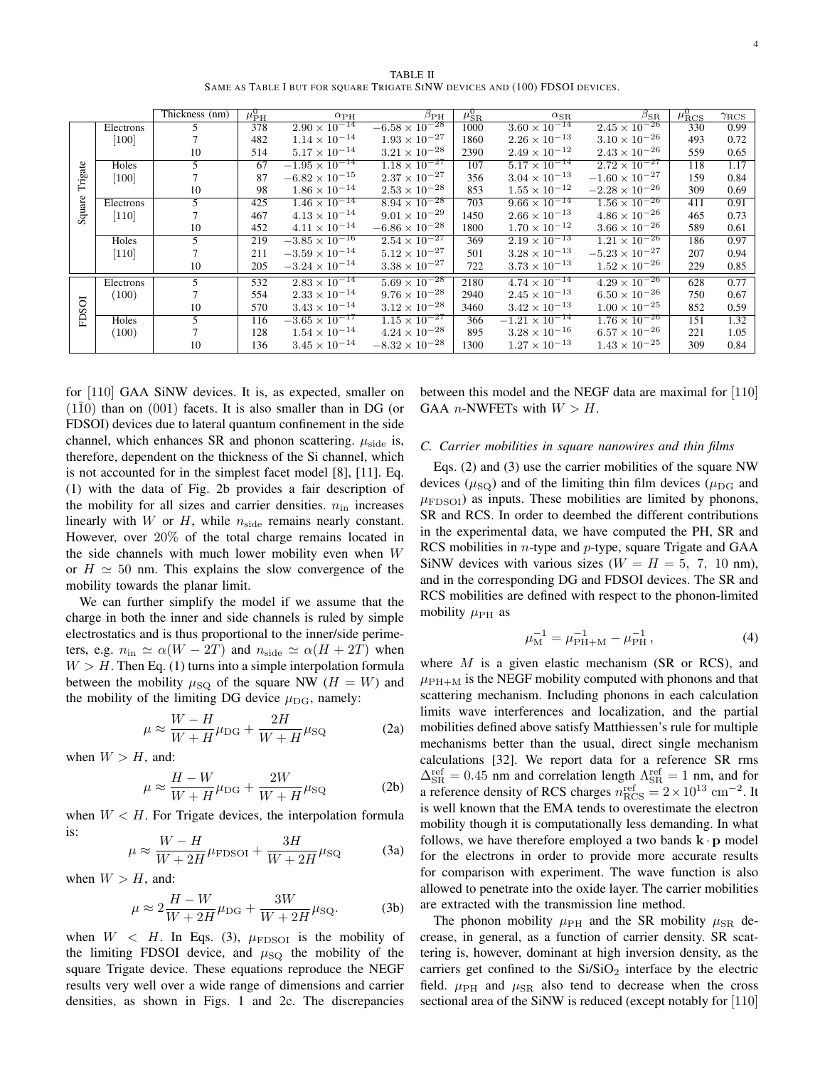TABLE II
SAME AS TABLE I BUT FOR SQUARE TRIGATE SINW DEVICES AND (100) FDSOI DEVICES.

| | | Thickness (nm) | $\mu_{\rm PH}^0$ | $\alpha_{\rm PH}$ | $\beta_{\rm PH}$ | $\mu_{\rm SR}^0$ | $\alpha_{\rm SR}$ | $\beta_{\rm SR}$ | $\mu_{\rm RCS}^0$ | $\gamma_{\rm RCS}$ |
|---|---|---|---|---|---|---|---|---|---|---|
| Square Trigate | Electrons [100] | 5 | 378 | $2.90\times10^{-14}$ | $-6.58\times10^{-28}$ | 1000 | $3.60\times10^{-14}$ | $2.45\times10^{-26}$ | 330 | 0.99 |
| | | 7 | 482 | $1.14\times10^{-14}$ | $1.93\times10^{-27}$ | 1860 | $2.26\times10^{-13}$ | $3.10\times10^{-26}$ | 493 | 0.72 |
| | | 10 | 514 | $5.17\times10^{-14}$ | $3.21\times10^{-28}$ | 2390 | $2.49\times10^{-12}$ | $2.43\times10^{-26}$ | 559 | 0.65 |
| | Holes [100] | 5 | 67 | $-1.95\times10^{-14}$ | $1.18\times10^{-27}$ | 107 | $5.17\times10^{-14}$ | $2.72\times10^{-26}$ | 118 | 1.17 |
| | | 7 | 87 | $-6.82\times10^{-15}$ | $2.37\times10^{-27}$ | 356 | $3.04\times10^{-13}$ | $-1.60\times10^{-27}$ | 159 | 0.84 |
| | | 10 | 98 | $1.86\times10^{-14}$ | $2.53\times10^{-28}$ | 853 | $1.55\times10^{-12}$ | $-2.28\times10^{-26}$ | 309 | 0.69 |
| | Electrons [110] | 5 | 425 | $1.46\times10^{-14}$ | $8.94\times10^{-28}$ | 703 | $9.66\times10^{-14}$ | $1.56\times10^{-26}$ | 411 | 0.91 |
| | | 7 | 467 | $4.13\times10^{-14}$ | $9.01\times10^{-29}$ | 1450 | $2.66\times10^{-13}$ | $4.86\times10^{-26}$ | 465 | 0.73 |
| | | 10 | 452 | $4.11\times10^{-14}$ | $-6.86\times10^{-28}$ | 1800 | $1.70\times10^{-12}$ | $3.66\times10^{-26}$ | 589 | 0.61 |
| | Holes [110] | 5 | 219 | $-3.85\times10^{-16}$ | $2.54\times10^{-27}$ | 369 | $2.19\times10^{-13}$ | $1.21\times10^{-26}$ | 186 | 0.97 |
| | | 7 | 211 | $-3.59\times10^{-14}$ | $5.12\times10^{-27}$ | 501 | $3.28\times10^{-13}$ | $-5.23\times10^{-27}$ | 207 | 0.94 |
| | | 10 | 205 | $-3.24\times10^{-14}$ | $3.38\times10^{-27}$ | 722 | $3.73\times10^{-13}$ | $1.52\times10^{-26}$ | 229 | 0.85 |
| FDSOI | Electrons (100) | 5 | 532 | $2.83\times10^{-14}$ | $5.69\times10^{-28}$ | 2180 | $4.74\times10^{-14}$ | $4.29\times10^{-26}$ | 628 | 0.77 |
| | | 7 | 554 | $2.33\times10^{-14}$ | $9.76\times10^{-28}$ | 2940 | $2.45\times10^{-13}$ | $6.50\times10^{-26}$ | 750 | 0.67 |
| | | 10 | 570 | $3.43\times10^{-14}$ | $3.12\times10^{-28}$ | 3460 | $3.42\times10^{-13}$ | $1.00\times10^{-25}$ | 852 | 0.59 |
| | Holes (100) | 5 | 116 | $-3.65\times10^{-17}$ | $1.15\times10^{-27}$ | 366 | $-1.21\times10^{-14}$ | $1.76\times10^{-26}$ | 151 | 1.32 |
| | | 7 | 128 | $1.54\times10^{-14}$ | $4.24\times10^{-28}$ | 895 | $3.28\times10^{-16}$ | $6.57\times10^{-26}$ | 221 | 1.05 |
| | | 10 | 136 | $3.45\times10^{-14}$ | $-8.32\times10^{-28}$ | 1300 | $1.27\times10^{-13}$ | $1.43\times10^{-25}$ | 309 | 0.84 |

for [110] GAA SiNW devices. It is, as expected, smaller on $(1\bar{1}0)$ than on $(001)$ facets. It is also smaller than in DG (or FDSOI) devices due to lateral quantum confinement in the side channel, which enhances SR and phonon scattering. $\mu_{\rm side}$ is, therefore, dependent on the thickness of the Si channel, which is not accounted for in the simplest facet model [8], [11]. Eq. (1) with the data of Fig. 2b provides a fair description of the mobility for all sizes and carrier densities. $n_{\rm in}$ increases linearly with $W$ or $H$, while $n_{\rm side}$ remains nearly constant. However, over $20\%$ of the total charge remains located in the side channels with much lower mobility even when $W$ or $H\simeq 50$ nm. This explains the slow convergence of the mobility towards the planar limit.

We can further simplify the model if we assume that the charge in both the inner and side channels is ruled by simple electrostatics and is thus proportional to the inner/side perimeters, e.g. $n_{\rm in}\simeq\alpha(W-2T)$ and $n_{\rm side}\simeq\alpha(H+2T)$ when $W>H$. Then Eq. (1) turns into a simple interpolation formula between the mobility $\mu_{\rm SQ}$ of the square NW ($H=W$) and the mobility of the limiting DG device $\mu_{\rm DG}$, namely:

$$\mu\approx\frac{W-H}{W+H}\mu_{\rm DG}+\frac{2H}{W+H}\mu_{\rm SQ}\tag{2a}$$

when $W>H$, and:

$$\mu\approx\frac{H-W}{W+H}\mu_{\rm DG}+\frac{2W}{W+H}\mu_{\rm SQ}\tag{2b}$$

when $W<H$. For Trigate devices, the interpolation formula is:

$$\mu\approx\frac{W-H}{W+2H}\mu_{\rm FDSOI}+\frac{3H}{W+2H}\mu_{\rm SQ}\tag{3a}$$

when $W>H$, and:

$$\mu\approx 2\frac{H-W}{W+2H}\mu_{\rm DG}+\frac{3W}{W+2H}\mu_{\rm SQ}.\tag{3b}$$

when $W<H$. In Eqs. (3), $\mu_{\rm FDSOI}$ is the mobility of the limiting FDSOI device, and $\mu_{\rm SQ}$ the mobility of the square Trigate device. These equations reproduce the NEGF results very well over a wide range of dimensions and carrier densities, as shown in Figs. 1 and 2c. The discrepancies between this model and the NEGF data are maximal for [110] GAA $n$-NWFETs with $W>H$.

### C. Carrier mobilities in square nanowires and thin films

Eqs. (2) and (3) use the carrier mobilities of the square NW devices ($\mu_{\rm SQ}$) and of the limiting thin film devices ($\mu_{\rm DG}$ and $\mu_{\rm FDSOI}$) as inputs. These mobilities are limited by phonons, SR and RCS. In order to deembed the different contributions in the experimental data, we have computed the PH, SR and RCS mobilities in $n$-type and $p$-type, square Trigate and GAA SiNW devices with various sizes ($W=H=5$, $7$, $10$ nm), and in the corresponding DG and FDSOI devices. The SR and RCS mobilities are defined with respect to the phonon-limited mobility $\mu_{\rm PH}$ as

$$\mu_{\rm M}^{-1}=\mu_{\rm PH+M}^{-1}-\mu_{\rm PH}^{-1}\,,\tag{4}$$

where $M$ is a given elastic mechanism (SR or RCS), and $\mu_{\rm PH+M}$ is the NEGF mobility computed with phonons and that scattering mechanism. Including phonons in each calculation limits wave interferences and localization, and the partial mobilities defined above satisfy Matthiessen's rule for multiple mechanisms better than the usual, direct single mechanism calculations [32]. We report data for a reference SR rms $\Delta_{\rm SR}^{\rm ref}=0.45$ nm and correlation length $\Lambda_{\rm SR}^{\rm ref}=1$ nm, and for a reference density of RCS charges $n_{\rm RCS}^{\rm ref}=2\times10^{13}$ cm$^{-2}$. It is well known that the EMA tends to overestimate the electron mobility though it is computationally less demanding. In what follows, we have therefore employed a two bands $\mathbf{k}\cdot\mathbf{p}$ model for the electrons in order to provide more accurate results for comparison with experiment. The wave function is also allowed to penetrate into the oxide layer. The carrier mobilities are extracted with the transmission line method.

The phonon mobility $\mu_{\rm PH}$ and the SR mobility $\mu_{\rm SR}$ decrease, in general, as a function of carrier density. SR scattering is, however, dominant at high inversion density, as the carriers get confined to the Si/SiO$_2$ interface by the electric field. $\mu_{\rm PH}$ and $\mu_{\rm SR}$ also tend to decrease when the cross sectional area of the SiNW is reduced (except notably for [110]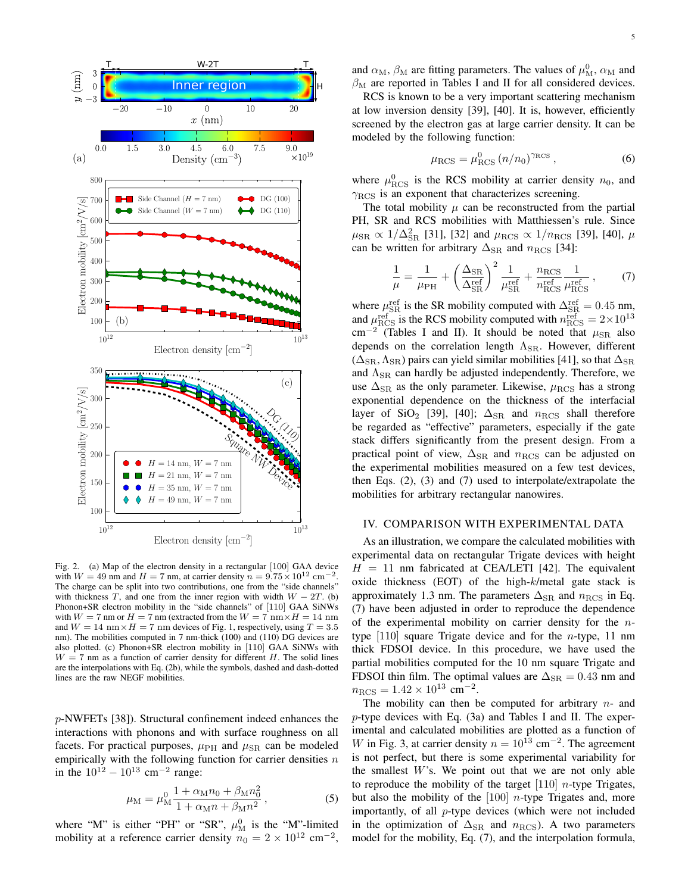Fig. 2. (a) Map of the electron density in a rectangular [100] GAA device with $W = 49$ nm and $H = 7$ nm, at carrier density $n = 9.75 \times 10^{12}$ cm$^{-2}$. The charge can be split into two contributions, one from the "side channels" with thickness $T$, and one from the inner region with width $W - 2T$. (b) Phonon+SR electron mobility in the "side channels" of [110] GAA SiNWs with $W = 7$ nm or $H = 7$ nm (extracted from the $W = 7$ nm$\times H = 14$ nm and $W = 14$ nm$\times H = 7$ nm devices of Fig. 1, respectively, using $T = 3.5$ nm). The mobilities computed in 7 nm-thick (100) and (110) DG devices are also plotted. (c) Phonon+SR electron mobility in [110] GAA SiNWs with $W = 7$ nm as a function of carrier density for different $H$. The solid lines are the interpolations with Eq. (2b), while the symbols, dashed and dash-dotted lines are the raw NEGF mobilities.

$p$-NWFETs [38]). Structural confinement indeed enhances the interactions with phonons and with surface roughness on all facets. For practical purposes, $\mu_{\rm PH}$ and $\mu_{\rm SR}$ can be modeled empirically with the following function for carrier densities $n$ in the $10^{12} - 10^{13}$ cm$^{-2}$ range:

$$\mu_{\rm M} = \mu_{\rm M}^0 \frac{1 + \alpha_{\rm M} n_0 + \beta_{\rm M} n_0^2}{1 + \alpha_{\rm M} n + \beta_{\rm M} n^2}\,, \tag{5}$$

where "M" is either "PH" or "SR", $\mu_{\rm M}^0$ is the "M"-limited mobility at a reference carrier density $n_0 = 2 \times 10^{12}$ cm$^{-2}$, and $\alpha_{\rm M}$, $\beta_{\rm M}$ are fitting parameters. The values of $\mu_{\rm M}^0$, $\alpha_{\rm M}$ and $\beta_{\rm M}$ are reported in Tables I and II for all considered devices.

RCS is known to be a very important scattering mechanism at low inversion density [39], [40]. It is, however, efficiently screened by the electron gas at large carrier density. It can be modeled by the following function:

$$\mu_{\rm RCS} = \mu_{\rm RCS}^0 \left(n/n_0\right)^{\gamma_{\rm RCS}}\,, \tag{6}$$

where $\mu_{\rm RCS}^0$ is the RCS mobility at carrier density $n_0$, and $\gamma_{\rm RCS}$ is an exponent that characterizes screening.

The total mobility $\mu$ can be reconstructed from the partial PH, SR and RCS mobilities with Matthiessen's rule. Since $\mu_{\rm SR} \propto 1/\Delta_{\rm SR}^2$ [31], [32] and $\mu_{\rm RCS} \propto 1/n_{\rm RCS}$ [39], [40], $\mu$ can be written for arbitrary $\Delta_{\rm SR}$ and $n_{\rm RCS}$ [34]:

$$\frac{1}{\mu} = \frac{1}{\mu_{\rm PH}} + \left(\frac{\Delta_{\rm SR}}{\Delta_{\rm SR}^{\rm ref}}\right)^2 \frac{1}{\mu_{\rm SR}^{\rm ref}} + \frac{n_{\rm RCS}}{n_{\rm RCS}^{\rm ref}} \frac{1}{\mu_{\rm RCS}^{\rm ref}}\,, \tag{7}$$

where $\mu_{\rm SR}^{\rm ref}$ is the SR mobility computed with $\Delta_{\rm SR}^{\rm ref} = 0.45$ nm, and $\mu_{\rm RCS}^{\rm ref}$ is the RCS mobility computed with $n_{\rm RCS}^{\rm ref} = 2 \times 10^{13}$ cm$^{-2}$ (Tables I and II). It should be noted that $\mu_{\rm SR}$ also depends on the correlation length $\Lambda_{\rm SR}$. However, different $(\Delta_{\rm SR}, \Lambda_{\rm SR})$ pairs can yield similar mobilities [41], so that $\Delta_{\rm SR}$ and $\Lambda_{\rm SR}$ can hardly be adjusted independently. Therefore, we use $\Delta_{\rm SR}$ as the only parameter. Likewise, $\mu_{\rm RCS}$ has a strong exponential dependence on the thickness of the interfacial layer of $SiO_2$ [39], [40]; $\Delta_{\rm SR}$ and $n_{\rm RCS}$ shall therefore be regarded as "effective" parameters, especially if the gate stack differs significantly from the present design. From a practical point of view, $\Delta_{\rm SR}$ and $n_{\rm RCS}$ can be adjusted on the experimental mobilities measured on a few test devices, then Eqs. (2), (3) and (7) used to interpolate/extrapolate the mobilities for arbitrary rectangular nanowires.

## IV. Comparison with Experimental Data

As an illustration, we compare the calculated mobilities with experimental data on rectangular Trigate devices with height $H = 11$ nm fabricated at CEA/LETI [42]. The equivalent oxide thickness (EOT) of the high-$k$/metal gate stack is approximately 1.3 nm. The parameters $\Delta_{\rm SR}$ and $n_{\rm RCS}$ in Eq. (7) have been adjusted in order to reproduce the dependence of the experimental mobility on carrier density for the $n$-type [110] square Trigate device and for the $n$-type, 11 nm thick FDSOI device. In this procedure, we have used the partial mobilities computed for the 10 nm square Trigate and FDSOI thin film. The optimal values are $\Delta_{\rm SR} = 0.43$ nm and $n_{\rm RCS} = 1.42 \times 10^{13}$ cm$^{-2}$.

The mobility can then be computed for arbitrary $n$- and $p$-type devices with Eq. (3a) and Tables I and II. The experimental and calculated mobilities are plotted as a function of $W$ in Fig. 3, at carrier density $n = 10^{13}$ cm$^{-2}$. The agreement is not perfect, but there is some experimental variability for the smallest $W$'s. We point out that we are not only able to reproduce the mobility of the target [110] $n$-type Trigates, but also the mobility of the [100] $n$-type Trigates and, more importantly, of all $p$-type devices (which were not included in the optimization of $\Delta_{\rm SR}$ and $n_{\rm RCS}$). A two parameters model for the mobility, Eq. (7), and the interpolation formula,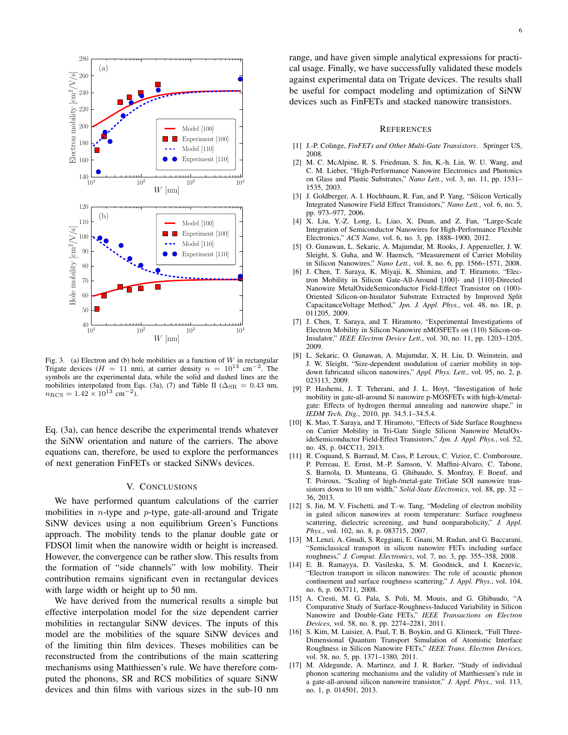Fig. 3. (a) Electron and (b) hole mobilities as a function of $W$ in rectangular Trigate devices ($H = 11$ nm), at carrier density $n = 10^{13}$ cm$^{-2}$. The symbols are the experimental data, while the solid and dashed lines are the mobilities interpolated from Eqs. (3a), (7) and Table II ($\Delta_{\mathrm{SR}} = 0.43$ nm, $n_{\mathrm{RCS}} = 1.42 \times 10^{13}$ cm$^{-2}$).

Eq. (3a), can hence describe the experimental trends whatever the SiNW orientation and nature of the carriers. The above equations can, therefore, be used to explore the performances of next generation FinFETs or stacked SiNWs devices.

## V. Conclusions

We have performed quantum calculations of the carrier mobilities in $n$-type and $p$-type, gate-all-around and Trigate SiNW devices using a non equilibrium Green's Functions approach. The mobility tends to the planar double gate or FDSOI limit when the nanowire width or height is increased. However, the convergence can be rather slow. This results from the formation of "side channels" with low mobility. Their contribution remains significant even in rectangular devices with large width or height up to 50 nm.

We have derived from the numerical results a simple but effective interpolation model for the size dependent carrier mobilities in rectangular SiNW devices. The inputs of this model are the mobilities of the square SiNW devices and of the limiting thin film devices. Theses mobilities can be reconstructed from the contributions of the main scattering mechanisms using Matthiessen's rule. We have therefore computed the phonons, SR and RCS mobilities of square SiNW devices and thin films with various sizes in the sub-10 nm range, and have given simple analytical expressions for practical usage. Finally, we have successfully validated these models against experimental data on Trigate devices. The results shall be useful for compact modeling and optimization of SiNW devices such as FinFETs and stacked nanowire transistors.

## References

[1] J.-P. Colinge, *FinFETs and Other Multi-Gate Transistors*. Springer US, 2008.

[2] M. C. McAlpine, R. S. Friedman, S. Jin, K.-h. Lin, W. U. Wang, and C. M. Lieber, "High-Performance Nanowire Electronics and Photonics on Glass and Plastic Substrates," *Nano Lett.*, vol. 3, no. 11, pp. 1531–1535, 2003.

[3] J. Goldberger, A. I. Hochbaum, R. Fan, and P. Yang, "Silicon Vertically Integrated Nanowire Field Effect Transistors," *Nano Lett.*, vol. 6, no. 5, pp. 973–977, 2006.

[4] X. Liu, Y.-Z. Long, L. Liao, X. Duan, and Z. Fan, "Large-Scale Integration of Semiconductor Nanowires for High-Performance Flexible Electronics," *ACS Nano*, vol. 6, no. 3, pp. 1888–1900, 2012.

[5] O. Gunawan, L. Sekaric, A. Majumdar, M. Rooks, J. Appenzeller, J. W. Sleight, S. Guha, and W. Haensch, "Measurement of Carrier Mobility in Silicon Nanowires," *Nano Lett.*, vol. 8, no. 6, pp. 1566–1571, 2008.

[6] J. Chen, T. Saraya, K. Miyaji, K. Shimizu, and T. Hiramoto, "Electron Mobility in Silicon Gate-All-Around [100]- and [110]-Directed Nanowire MetalOxideSemiconductor Field-Effect Transistor on (100)-Oriented Silicon-on-Insulator Substrate Extracted by Improved Split CapacitanceVoltage Method," *Jpn. J. Appl. Phys.*, vol. 48, no. 1R, p. 011205, 2009.

[7] J. Chen, T. Saraya, and T. Hiramoto, "Experimental Investigations of Electron Mobility in Silicon Nanowire nMOSFETs on (110) Silicon-on-Insulator," *IEEE Electron Device Lett.*, vol. 30, no. 11, pp. 1203–1205, 2009.

[8] L. Sekaric, O. Gunawan, A. Majumdar, X. H. Liu, D. Weinstein, and J. W. Sleight, "Size-dependent modulation of carrier mobility in top-down fabricated silicon nanowires," *Appl. Phys. Lett.*, vol. 95, no. 2, p. 023113, 2009.

[9] P. Hashemi, J. T. Teherani, and J. L. Hoyt, "Investigation of hole mobility in gate-all-around Si nanowire p-MOSFETs with high-k/metal-gate: Effects of hydrogen thermal annealing and nanowire shape," in *IEDM Tech. Dig.*, 2010, pp. 34.5.1–34.5.4.

[10] K. Mao, T. Saraya, and T. Hiramoto, "Effects of Side Surface Roughness on Carrier Mobility in Tri-Gate Single Silicon Nanowire MetalOxideSemiconductor Field-Effect Transistors," *Jpn. J. Appl. Phys.*, vol. 52, no. 4S, p. 04CC11, 2013.

[11] R. Coquand, S. Barraud, M. Cass, P. Leroux, C. Vizioz, C. Comboroure, P. Perreau, E. Ernst, M.-P. Samson, V. Maffini-Alvaro, C. Tabone, S. Barnola, D. Munteanu, G. Ghibaudo, S. Monfray, F. Boeuf, and T. Poiroux, "Scaling of high-/metal-gate TriGate SOI nanowire transistors down to 10 nm width," *Solid-State Electronics*, vol. 88, pp. 32 – 36, 2013.

[12] S. Jin, M. V. Fischetti, and T.-w. Tang, "Modeling of electron mobility in gated silicon nanowires at room temperature: Surface roughness scattering, dielectric screening, and band nonparabolicity," *J. Appl. Phys.*, vol. 102, no. 8, p. 083715, 2007.

[13] M. Lenzi, A. Gnudi, S. Reggiani, E. Gnani, M. Rudan, and G. Baccarani, "Semiclassical transport in silicon nanowire FETs including surface roughness," *J. Comput. Electronics*, vol. 7, no. 3, pp. 355–358, 2008.

[14] E. B. Ramayya, D. Vasileska, S. M. Goodnick, and I. Knezevic, "Electron transport in silicon nanowires: The role of acoustic phonon confinement and surface roughness scattering," *J. Appl. Phys.*, vol. 104, no. 6, p. 063711, 2008.

[15] A. Cresti, M. G. Pala, S. Poli, M. Mouis, and G. Ghibaudo, "A Comparative Study of Surface-Roughness-Induced Variability in Silicon Nanowire and Double-Gate FETs," *IEEE Transactions on Electron Devices*, vol. 58, no. 8, pp. 2274–2281, 2011.

[16] S. Kim, M. Luisier, A. Paul, T. B. Boykin, and G. Klimeck, "Full Three-Dimensional Quantum Transport Simulation of Atomistic Interface Roughness in Silicon Nanowire FETs," *IEEE Trans. Electron Devices*, vol. 58, no. 5, pp. 1371–1380, 2011.

[17] M. Aldegunde, A. Martinez, and J. R. Barker, "Study of individual phonon scattering mechanisms and the validity of Matthiessen's rule in a gate-all-around silicon nanowire transistor," *J. Appl. Phys.*, vol. 113, no. 1, p. 014501, 2013.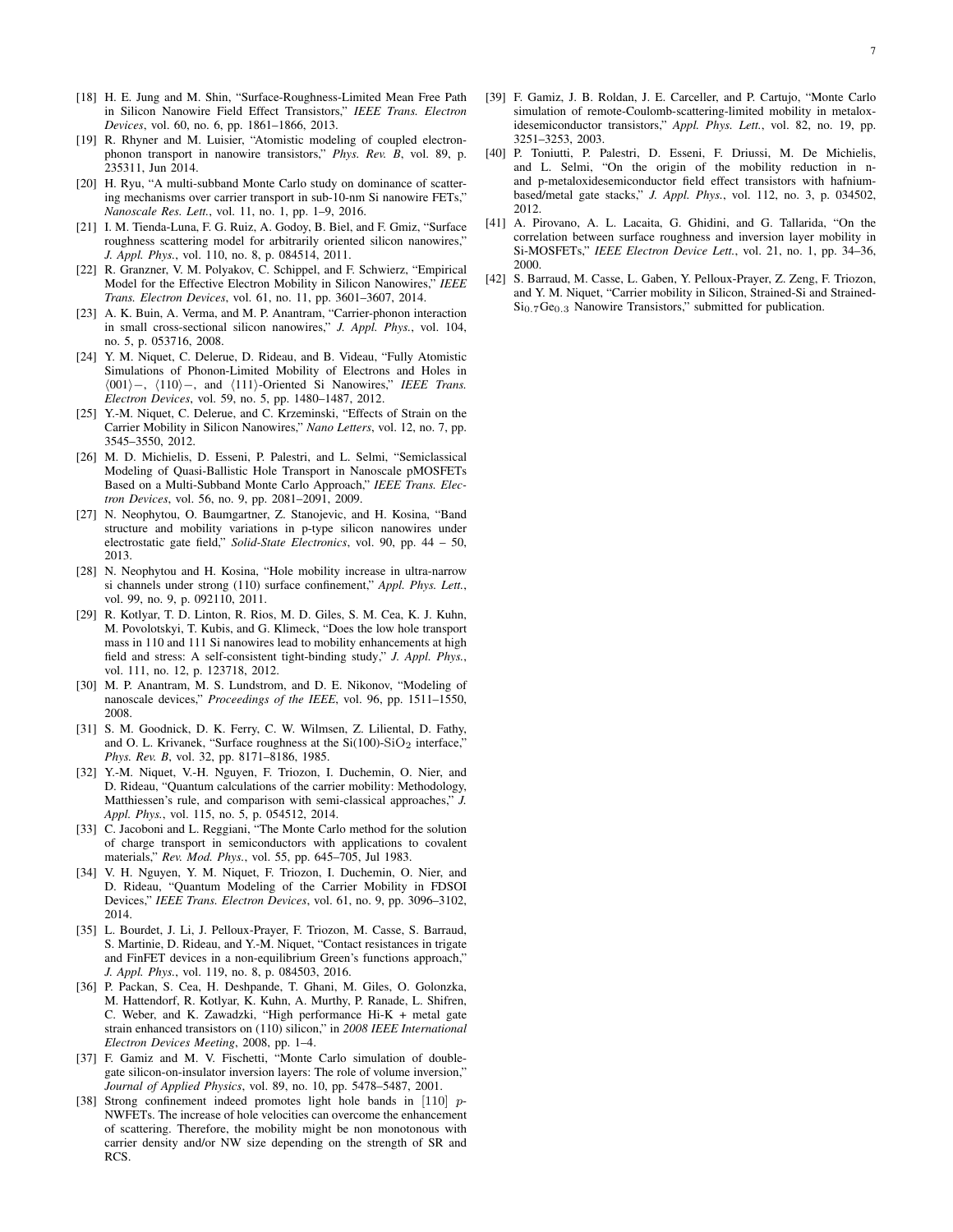[18] H. E. Jung and M. Shin, "Surface-Roughness-Limited Mean Free Path in Silicon Nanowire Field Effect Transistors," *IEEE Trans. Electron Devices*, vol. 60, no. 6, pp. 1861–1866, 2013.

[19] R. Rhyner and M. Luisier, "Atomistic modeling of coupled electron-phonon transport in nanowire transistors," *Phys. Rev. B*, vol. 89, p. 235311, Jun 2014.

[20] H. Ryu, "A multi-subband Monte Carlo study on dominance of scattering mechanisms over carrier transport in sub-10-nm Si nanowire FETs," *Nanoscale Res. Lett.*, vol. 11, no. 1, pp. 1–9, 2016.

[21] I. M. Tienda-Luna, F. G. Ruiz, A. Godoy, B. Biel, and F. Gmiz, "Surface roughness scattering model for arbitrarily oriented silicon nanowires," *J. Appl. Phys.*, vol. 110, no. 8, p. 084514, 2011.

[22] R. Granzner, V. M. Polyakov, C. Schippel, and F. Schwierz, "Empirical Model for the Effective Electron Mobility in Silicon Nanowires," *IEEE Trans. Electron Devices*, vol. 61, no. 11, pp. 3601–3607, 2014.

[23] A. K. Buin, A. Verma, and M. P. Anantram, "Carrier-phonon interaction in small cross-sectional silicon nanowires," *J. Appl. Phys.*, vol. 104, no. 5, p. 053716, 2008.

[24] Y. M. Niquet, C. Delerue, D. Rideau, and B. Videau, "Fully Atomistic Simulations of Phonon-Limited Mobility of Electrons and Holes in $\langle 001 \rangle$−, $\langle 110 \rangle$−, and $\langle 111 \rangle$-Oriented Si Nanowires," *IEEE Trans. Electron Devices*, vol. 59, no. 5, pp. 1480–1487, 2012.

[25] Y.-M. Niquet, C. Delerue, and C. Krzeminski, "Effects of Strain on the Carrier Mobility in Silicon Nanowires," *Nano Letters*, vol. 12, no. 7, pp. 3545–3550, 2012.

[26] M. D. Michielis, D. Esseni, P. Palestri, and L. Selmi, "Semiclassical Modeling of Quasi-Ballistic Hole Transport in Nanoscale pMOSFETs Based on a Multi-Subband Monte Carlo Approach," *IEEE Trans. Electron Devices*, vol. 56, no. 9, pp. 2081–2091, 2009.

[27] N. Neophytou, O. Baumgartner, Z. Stanojevic, and H. Kosina, "Band structure and mobility variations in p-type silicon nanowires under electrostatic gate field," *Solid-State Electronics*, vol. 90, pp. 44 – 50, 2013.

[28] N. Neophytou and H. Kosina, "Hole mobility increase in ultra-narrow si channels under strong (110) surface confinement," *Appl. Phys. Lett.*, vol. 99, no. 9, p. 092110, 2011.

[29] R. Kotlyar, T. D. Linton, R. Rios, M. D. Giles, S. M. Cea, K. J. Kuhn, M. Povolotskyi, T. Kubis, and G. Klimeck, "Does the low hole transport mass in 110 and 111 Si nanowires lead to mobility enhancements at high field and stress: A self-consistent tight-binding study," *J. Appl. Phys.*, vol. 111, no. 12, p. 123718, 2012.

[30] M. P. Anantram, M. S. Lundstrom, and D. E. Nikonov, "Modeling of nanoscale devices," *Proceedings of the IEEE*, vol. 96, pp. 1511–1550, 2008.

[31] S. M. Goodnick, D. K. Ferry, C. W. Wilmsen, Z. Liliental, D. Fathy, and O. L. Krivanek, "Surface roughness at the Si(100)-$SiO_2$ interface," *Phys. Rev. B*, vol. 32, pp. 8171–8186, 1985.

[32] Y.-M. Niquet, V.-H. Nguyen, F. Triozon, I. Duchemin, O. Nier, and D. Rideau, "Quantum calculations of the carrier mobility: Methodology, Matthiessen's rule, and comparison with semi-classical approaches," *J. Appl. Phys.*, vol. 115, no. 5, p. 054512, 2014.

[33] C. Jacoboni and L. Reggiani, "The Monte Carlo method for the solution of charge transport in semiconductors with applications to covalent materials," *Rev. Mod. Phys.*, vol. 55, pp. 645–705, Jul 1983.

[34] V. H. Nguyen, Y. M. Niquet, F. Triozon, I. Duchemin, O. Nier, and D. Rideau, "Quantum Modeling of the Carrier Mobility in FDSOI Devices," *IEEE Trans. Electron Devices*, vol. 61, no. 9, pp. 3096–3102, 2014.

[35] L. Bourdet, J. Li, J. Pelloux-Prayer, F. Triozon, M. Casse, S. Barraud, S. Martinie, D. Rideau, and Y.-M. Niquet, "Contact resistances in trigate and FinFET devices in a non-equilibrium Green's functions approach," *J. Appl. Phys.*, vol. 119, no. 8, p. 084503, 2016.

[36] P. Packan, S. Cea, H. Deshpande, T. Ghani, M. Giles, O. Golonzka, M. Hattendorf, R. Kotlyar, K. Kuhn, A. Murthy, P. Ranade, L. Shifren, C. Weber, and K. Zawadzki, "High performance Hi-K + metal gate strain enhanced transistors on (110) silicon," in *2008 IEEE International Electron Devices Meeting*, 2008, pp. 1–4.

[37] F. Gamiz and M. V. Fischetti, "Monte Carlo simulation of double-gate silicon-on-insulator inversion layers: The role of volume inversion," *Journal of Applied Physics*, vol. 89, no. 10, pp. 5478–5487, 2001.

[38] Strong confinement indeed promotes light hole bands in $[110]$ $p$-NWFETs. The increase of hole velocities can overcome the enhancement of scattering. Therefore, the mobility might be non monotonous with carrier density and/or NW size depending on the strength of SR and RCS.

[39] F. Gamiz, J. B. Roldan, J. E. Carceller, and P. Cartujo, "Monte Carlo simulation of remote-Coulomb-scattering-limited mobility in metaloxidesemiconductor transistors," *Appl. Phys. Lett.*, vol. 82, no. 19, pp. 3251–3253, 2003.

[40] P. Toniutti, P. Palestri, D. Esseni, F. Driussi, M. De Michielis, and L. Selmi, "On the origin of the mobility reduction in n- and p-metaloxidesemiconductor field effect transistors with hafnium-based/metal gate stacks," *J. Appl. Phys.*, vol. 112, no. 3, p. 034502, 2012.

[41] A. Pirovano, A. L. Lacaita, G. Ghidini, and G. Tallarida, "On the correlation between surface roughness and inversion layer mobility in Si-MOSFETs," *IEEE Electron Device Lett.*, vol. 21, no. 1, pp. 34–36, 2000.

[42] S. Barraud, M. Casse, L. Gaben, Y. Pelloux-Prayer, Z. Zeng, F. Triozon, and Y. M. Niquet, "Carrier mobility in Silicon, Strained-Si and Strained-$Si_{0.7}Ge_{0.3}$ Nanowire Transistors," submitted for publication.